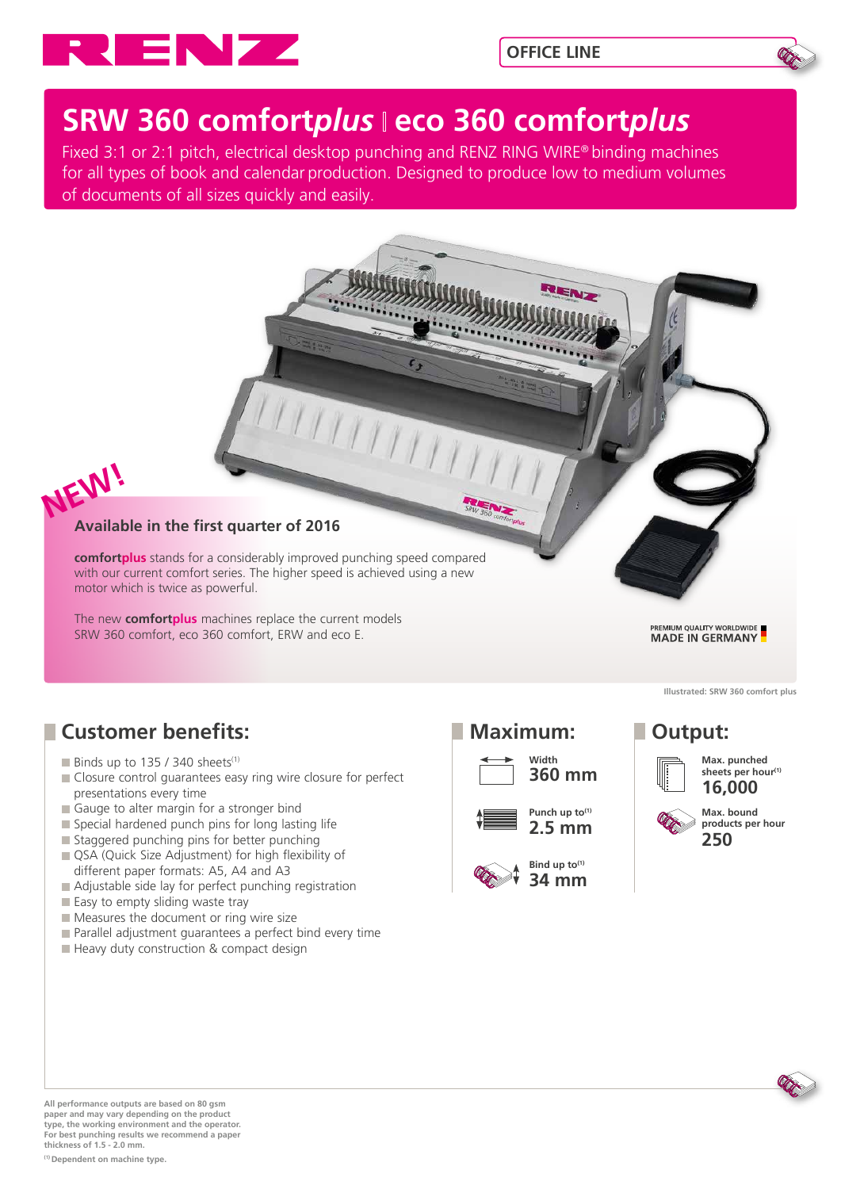# RENZ

OFFICE LINE

# SRW 360 comfort*plus* | eco 360 comfort*plus*

Fixed 3:1 or 2:1 pitch, electrical desktop punching and RENZ RING WIRE® binding machines for all types of book and calendar production. Designed to produce low to medium volumes of documents of all sizes quickly and easily.

NEW!

**Available in the first quarter of 2016**

**comfortplus** stands for a considerably improved punching speed compared with our current comfort series. The higher speed is achieved using a new motor which is twice as powerful.

The new **comfortplus** machines replace the current models SRW 360 comfort, eco 360 comfort, ERW and eco E.

PREMIUM QUALITY WORLDWIDE
MADE IN GERMANY

Illustrated: SRW 360 comfort plus

## Customer benefits:

- Binds up to 135 / 340 sheets[1]
- Closure control guarantees easy ring wire closure for perfect presentations every time
- Gauge to alter margin for a stronger bind
- Special hardened punch pins for long lasting life
- Staggered punching pins for better punching
- QSA (Quick Size Adjustment) for high flexibility of different paper formats: A5, A4 and A3
- Adjustable side lay for perfect punching registration
- Easy to empty sliding waste tray
- Measures the document or ring wire size
- Parallel adjustment guarantees a perfect bind every time
- Heavy duty construction & compact design

## Maximum:

Width
**360 mm**

Punch up to[1]
**2.5 mm**

Bind up to[1]
**34 mm**

## Output:

Max. punched sheets per hour[1]
**16,000**

Max. bound products per hour
**250**

All performance outputs are based on 80 gsm paper and may vary depending on the product type, the working environment and the operator. For best punching results we recommend a paper thickness of 1.5 - 2.0 mm.

[1] Dependent on machine type.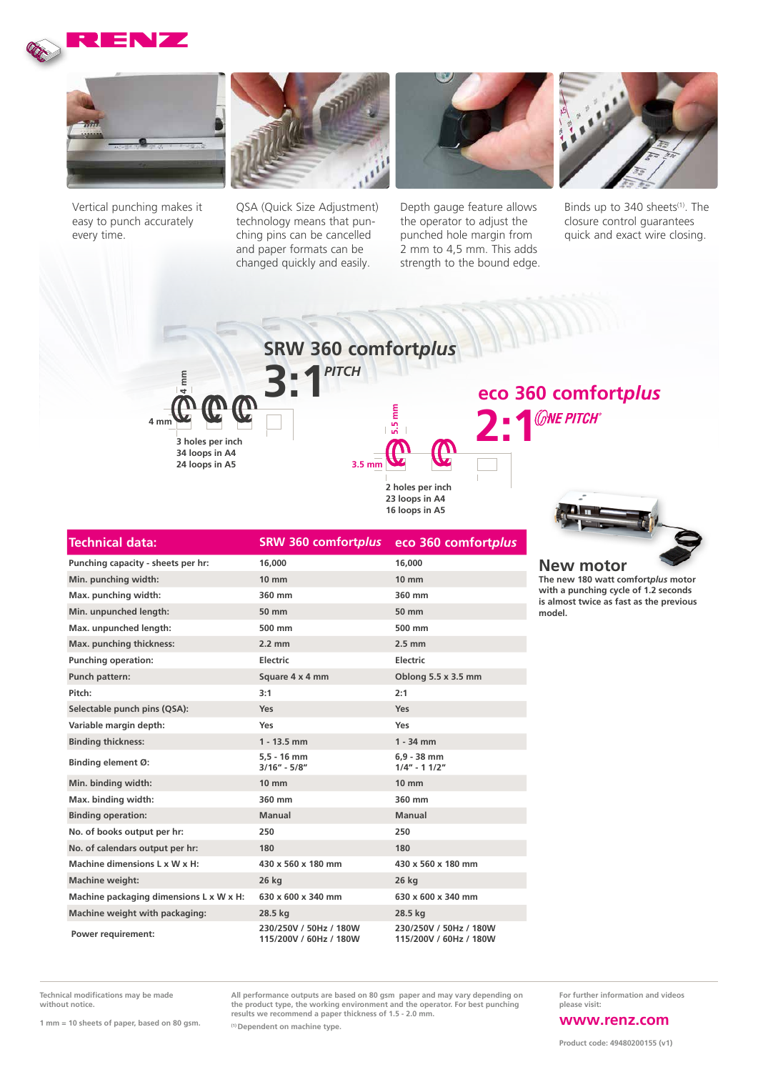RENZ

Vertical punching makes it easy to punch accurately every time.

QSA (Quick Size Adjustment) technology means that punching pins can be cancelled and paper formats can be changed quickly and easily.

Depth gauge feature allows the operator to adjust the punched hole margin from 2 mm to 4,5 mm. This adds strength to the bound edge.

Binds up to 340 sheets[1]. The closure control guarantees quick and exact wire closing.

## SRW 360 comfort*plus*

**3:1** *PITCH*

4 mm
4 mm

3 holes per inch
34 loops in A4
24 loops in A5

## eco 360 comfort*plus*

**2:1** *ONE PITCH®*

5.5 mm
3.5 mm

2 holes per inch
23 loops in A4
16 loops in A5

| Technical data: | SRW 360 comfort*plus* | eco 360 comfort*plus* |
|---|---|---|
| Punching capacity - sheets per hr: | 16,000 | 16,000 |
| Min. punching width: | 10 mm | 10 mm |
| Max. punching width: | 360 mm | 360 mm |
| Min. unpunched length: | 50 mm | 50 mm |
| Max. unpunched length: | 500 mm | 500 mm |
| Max. punching thickness: | 2.2 mm | 2.5 mm |
| Punching operation: | Electric | Electric |
| Punch pattern: | Square 4 x 4 mm | Oblong 5.5 x 3.5 mm |
| Pitch: | 3:1 | 2:1 |
| Selectable punch pins (QSA): | Yes | Yes |
| Variable margin depth: | Yes | Yes |
| Binding thickness: | 1 - 13.5 mm | 1 - 34 mm |
| Binding element Ø: | 5,5 - 16 mm 3/16" - 5/8" | 6,9 - 38 mm 1/4" - 1 1/2" |
| Min. binding width: | 10 mm | 10 mm |
| Max. binding width: | 360 mm | 360 mm |
| Binding operation: | Manual | Manual |
| No. of books output per hr: | 250 | 250 |
| No. of calendars output per hr: | 180 | 180 |
| Machine dimensions L x W x H: | 430 x 560 x 180 mm | 430 x 560 x 180 mm |
| Machine weight: | 26 kg | 26 kg |
| Machine packaging dimensions L x W x H: | 630 x 600 x 340 mm | 630 x 600 x 340 mm |
| Machine weight with packaging: | 28.5 kg | 28.5 kg |
| Power requirement: | 230/250V / 50Hz / 180W 115/200V / 60Hz / 180W | 230/250V / 50Hz / 180W 115/200V / 60Hz / 180W |

### New motor

**The new 180 watt comfort*plus* motor with a punching cycle of 1.2 seconds is almost twice as fast as the previous model.**

Technical modifications may be made without notice.

1 mm = 10 sheets of paper, based on 80 gsm.

All performance outputs are based on 80 gsm paper and may vary depending on the product type, the working environment and the operator. For best punching results we recommend a paper thickness of 1.5 - 2.0 mm.

[1] Dependent on machine type.

For further information and videos please visit:

**www.renz.com**

Product code: 49480200155 (v1)